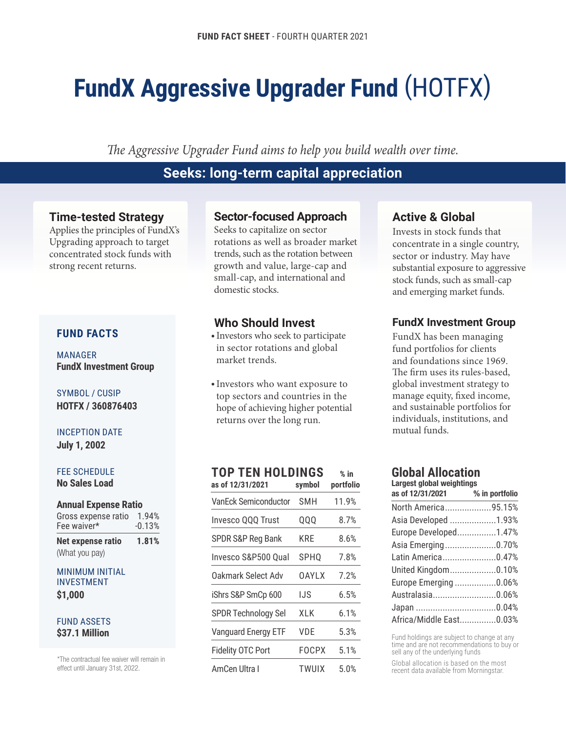FUND FACT SHEET - FOURTH QUARTER 2021

# FundX Aggressive Upgrader Fund (HOTFX)

*The Aggressive Upgrader Fund aims to help you build wealth over time.*

## Seeks: long-term capital appreciation

### Time-tested Strategy

Applies the principles of FundX's Upgrading approach to target concentrated stock funds with strong recent returns.

### Sector-focused Approach

Seeks to capitalize on sector rotations as well as broader market trends, such as the rotation between growth and value, large-cap and small-cap, and international and domestic stocks.

### Active & Global

Invests in stock funds that concentrate in a single country, sector or industry. May have substantial exposure to aggressive stock funds, such as small-cap and emerging market funds.

### FUND FACTS

MANAGER
**FundX Investment Group**

SYMBOL / CUSIP
**HOTFX / 360876403**

INCEPTION DATE
**July 1, 2002**

FEE SCHEDULE
**No Sales Load**

**Annual Expense Ratio**

| | |
|---|---|
| Gross expense ratio | 1.94% |
| Fee waiver* | -0.13% |
| **Net expense ratio** (What you pay) | **1.81%** |

MINIMUM INITIAL INVESTMENT
**$1,000**

FUND ASSETS
**$37.1 Million**

*The contractual fee waiver will remain in effect until January 31st, 2022.

### Who Should Invest

- Investors who seek to participate in sector rotations and global market trends.
- Investors who want exposure to top sectors and countries in the hope of achieving higher potential returns over the long run.

### FundX Investment Group

FundX has been managing fund portfolios for clients and foundations since 1969. The firm uses its rules-based, global investment strategy to manage equity, fixed income, and sustainable portfolios for individuals, institutions, and mutual funds.

### TOP TEN HOLDINGS

| as of 12/31/2021 | symbol | % in portfolio |
|---|---|---|
| VanEck Semiconductor | SMH | 11.9% |
| Invesco QQQ Trust | QQQ | 8.7% |
| SPDR S&P Reg Bank | KRE | 8.6% |
| Invesco S&P500 Qual | SPHQ | 7.8% |
| Oakmark Select Adv | OAYLX | 7.2% |
| iShrs S&P SmCp 600 | IJS | 6.5% |
| SPDR Technology Sel | XLK | 6.1% |
| Vanguard Energy ETF | VDE | 5.3% |
| Fidelity OTC Port | FOCPX | 5.1% |
| AmCen Ultra I | TWUIX | 5.0% |

### Global Allocation

Largest global weightings

| as of 12/31/2021 | % in portfolio |
|---|---|
| North America | 95.15% |
| Asia Developed | 1.93% |
| Europe Developed | 1.47% |
| Asia Emerging | 0.70% |
| Latin America | 0.47% |
| United Kingdom | 0.10% |
| Europe Emerging | 0.06% |
| Australasia | 0.06% |
| Japan | 0.04% |
| Africa/Middle East | 0.03% |

Fund holdings are subject to change at any time and are not recommendations to buy or sell any of the underlying funds

Global allocation is based on the most recent data available from Morningstar.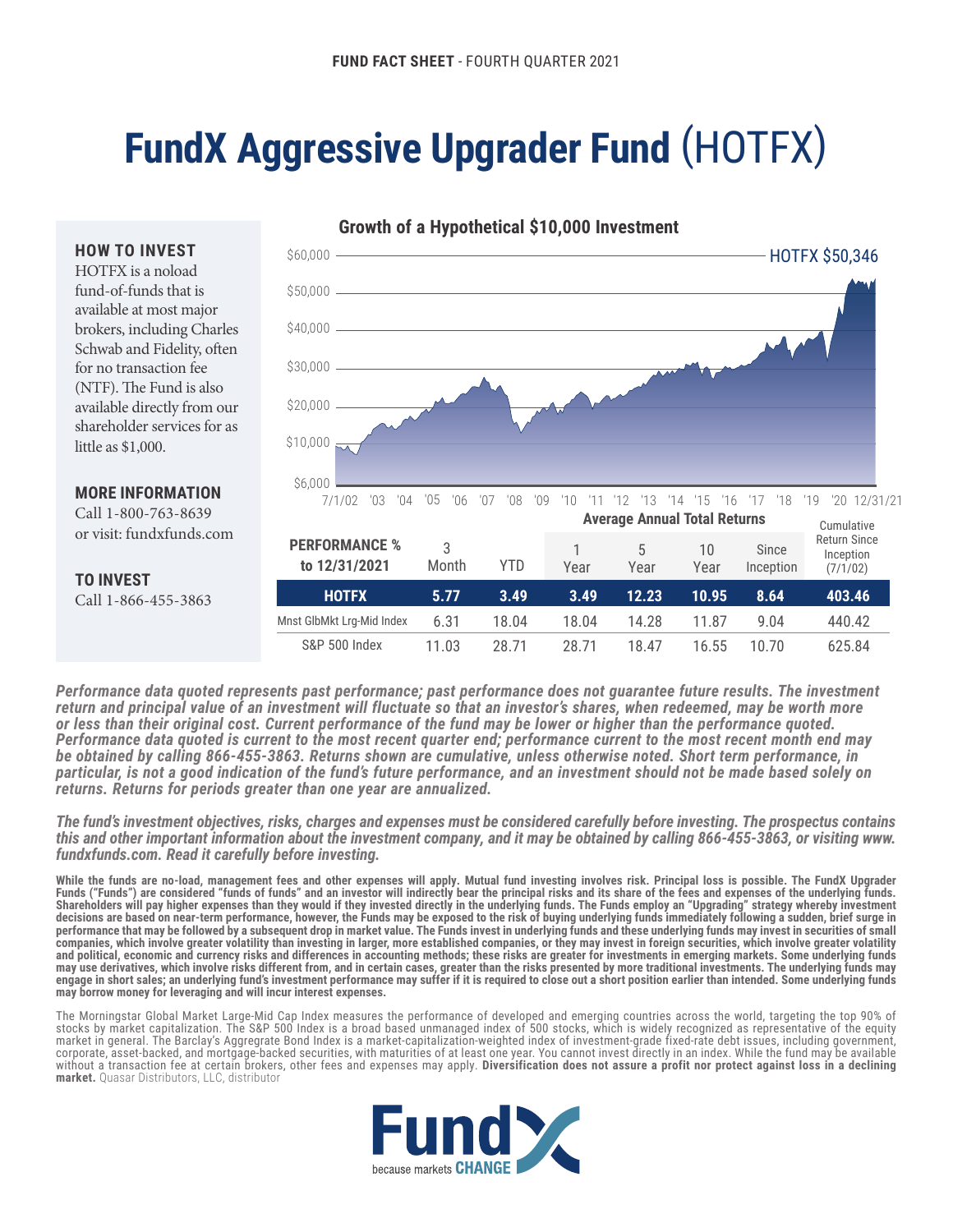FUND FACT SHEET - FOURTH QUARTER 2021

# FundX Aggressive Upgrader Fund (HOTFX)

### HOW TO INVEST

HOTFX is a noload fund-of-funds that is available at most major brokers, including Charles Schwab and Fidelity, often for no transaction fee (NTF). The Fund is also available directly from our shareholder services for as little as $1,000.

### MORE INFORMATION

Call 1-800-763-8639 or visit: fundxfunds.com

### TO INVEST

Call 1-866-455-3863

## Growth of a Hypothetical $10,000 Investment

HOTFX $50,346

$60,000
$50,000
$40,000
$30,000
$20,000
$10,000
$6,000

7/1/02 '03 '04 '05 '06 '07 '08 '09 '10 '11 '12 '13 '14 '15 '16 '17 '18 '19 '20 12/31/21

| PERFORMANCE % to 12/31/2021 | 3 Month | YTD | Average Annual Total Returns: 1 Year | 5 Year | 10 Year | Since Inception | Cumulative Return Since Inception (7/1/02) |
|---|---|---|---|---|---|---|---|
| **HOTFX** | **5.77** | **3.49** | **3.49** | **12.23** | **10.95** | **8.64** | **403.46** |
| Mnst GlbMkt Lrg-Mid Index | 6.31 | 18.04 | 18.04 | 14.28 | 11.87 | 9.04 | 440.42 |
| S&P 500 Index | 11.03 | 28.71 | 28.71 | 18.47 | 16.55 | 10.70 | 625.84 |

***Performance data quoted represents past performance; past performance does not guarantee future results. The investment return and principal value of an investment will fluctuate so that an investor's shares, when redeemed, may be worth more or less than their original cost. Current performance of the fund may be lower or higher than the performance quoted. Performance data quoted is current to the most recent quarter end; performance current to the most recent month end may be obtained by calling 866-455-3863. Returns shown are cumulative, unless otherwise noted. Short term performance, in particular, is not a good indication of the fund's future performance, and an investment should not be made based solely on returns. Returns for periods greater than one year are annualized.***

***The fund's investment objectives, risks, charges and expenses must be considered carefully before investing. The prospectus contains this and other important information about the investment company, and it may be obtained by calling 866-455-3863, or visiting www.fundxfunds.com. Read it carefully before investing.***

**While the funds are no-load, management fees and other expenses will apply. Mutual fund investing involves risk. Principal loss is possible. The FundX Upgrader Funds ("Funds") are considered "funds of funds" and an investor will indirectly bear the principal risks and its share of the fees and expenses of the underlying funds. Shareholders will pay higher expenses than they would if they invested directly in the underlying funds. The Funds employ an "Upgrading" strategy whereby investment decisions are based on near-term performance, however, the Funds may be exposed to the risk of buying underlying funds immediately following a sudden, brief surge in performance that may be followed by a subsequent drop in market value. The Funds invest in underlying funds and these underlying funds may invest in securities of small companies, which involve greater volatility than investing in larger, more established companies, or they may invest in foreign securities, which involve greater volatility and political, economic and currency risks and differences in accounting methods; these risks are greater for investments in emerging markets. Some underlying funds may use derivatives, which involve risks different from, and in certain cases, greater than the risks presented by more traditional investments. The underlying funds may engage in short sales; an underlying fund's investment performance may suffer if it is required to close out a short position earlier than intended. Some underlying funds may borrow money for leveraging and will incur interest expenses.**

The Morningstar Global Market Large-Mid Cap Index measures the performance of developed and emerging countries across the world, targeting the top 90% of stocks by market capitalization. The S&P 500 Index is a broad based unmanaged index of 500 stocks, which is widely recognized as representative of the equity market in general. The Barclay's Aggregate Bond Index is a market-capitalization-weighted index of investment-grade fixed-rate debt issues, including government, corporate, asset-backed, and mortgage-backed securities, with maturities of at least one year. You cannot invest directly in an index. While the fund may be available without a transaction fee at certain brokers, other fees and expenses may apply. **Diversification does not assure a profit nor protect against loss in a declining market.** Quasar Distributors, LLC, distributor

FundX because markets CHANGE